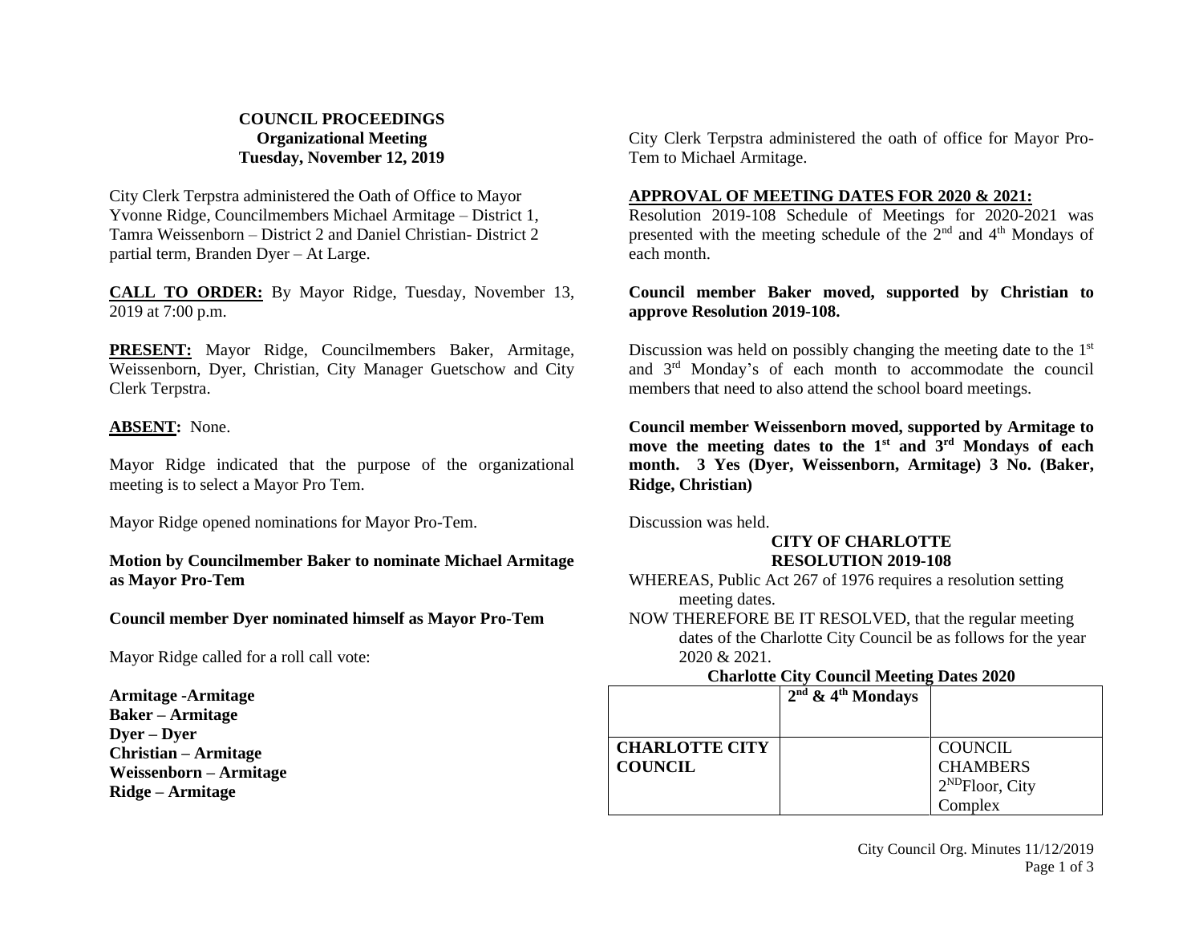**COUNCIL PROCEEDINGS**
**Organizational Meeting**
**Tuesday, November 12, 2019**

City Clerk Terpstra administered the Oath of Office to Mayor Yvonne Ridge, Councilmembers Michael Armitage – District 1, Tamra Weissenborn – District 2 and Daniel Christian- District 2 partial term, Branden Dyer – At Large.

**CALL TO ORDER:** By Mayor Ridge, Tuesday, November 13, 2019 at 7:00 p.m.

**PRESENT:** Mayor Ridge, Councilmembers Baker, Armitage, Weissenborn, Dyer, Christian, City Manager Guetschow and City Clerk Terpstra.

**ABSENT:** None.

Mayor Ridge indicated that the purpose of the organizational meeting is to select a Mayor Pro Tem.

Mayor Ridge opened nominations for Mayor Pro-Tem.

**Motion by Councilmember Baker to nominate Michael Armitage as Mayor Pro-Tem**

**Council member Dyer nominated himself as Mayor Pro-Tem**

Mayor Ridge called for a roll call vote:

**Armitage -Armitage**
**Baker – Armitage**
**Dyer – Dyer**
**Christian – Armitage**
**Weissenborn – Armitage**
**Ridge – Armitage**

City Clerk Terpstra administered the oath of office for Mayor Pro-Tem to Michael Armitage.

**APPROVAL OF MEETING DATES FOR 2020 & 2021:**
Resolution 2019-108 Schedule of Meetings for 2020-2021 was presented with the meeting schedule of the 2nd and 4th Mondays of each month.

**Council member Baker moved, supported by Christian to approve Resolution 2019-108.**

Discussion was held on possibly changing the meeting date to the 1st and 3rd Monday's of each month to accommodate the council members that need to also attend the school board meetings.

**Council member Weissenborn moved, supported by Armitage to move the meeting dates to the 1st and 3rd Mondays of each month. 3 Yes (Dyer, Weissenborn, Armitage) 3 No. (Baker, Ridge, Christian)**

Discussion was held.

**CITY OF CHARLOTTE**
**RESOLUTION 2019-108**

WHEREAS, Public Act 267 of 1976 requires a resolution setting meeting dates.

NOW THEREFORE BE IT RESOLVED, that the regular meeting dates of the Charlotte City Council be as follows for the year 2020 & 2021.

**Charlotte City Council Meeting Dates 2020**

| | **2nd & 4th Mondays** | |
|---|---|---|
| **CHARLOTTE CITY COUNCIL** | | COUNCIL CHAMBERS 2ND Floor, City Complex |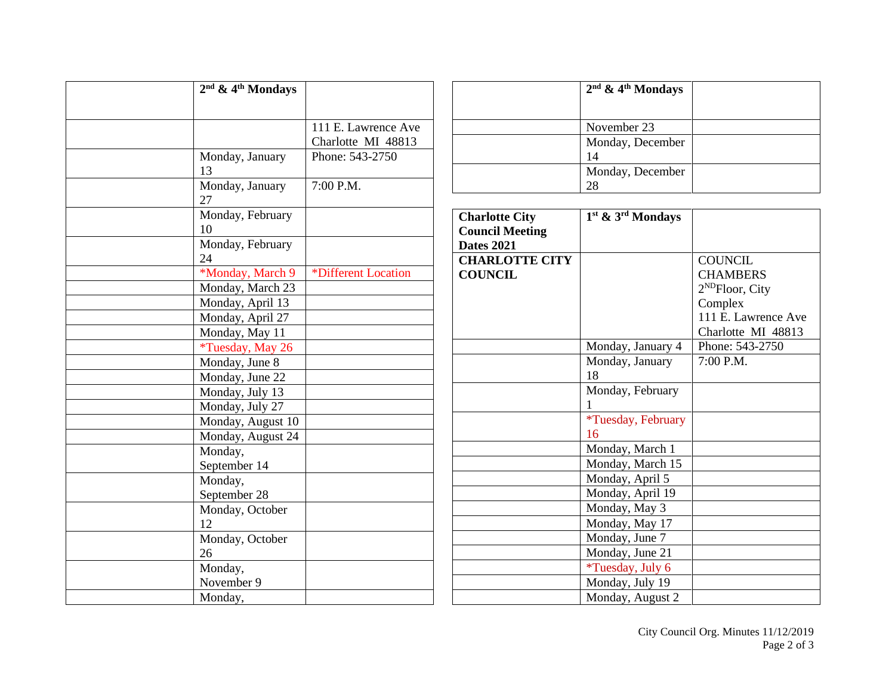| | 2nd & 4th Mondays | |
|---|---|---|
| | | 111 E. Lawrence Ave Charlotte MI 48813 |
| | Monday, January 13 | Phone: 543-2750 |
| | Monday, January 27 | 7:00 P.M. |
| | Monday, February 10 | |
| | Monday, February 24 | |
| | *Monday, March 9 | *Different Location |
| | Monday, March 23 | |
| | Monday, April 13 | |
| | Monday, April 27 | |
| | Monday, May 11 | |
| | *Tuesday, May 26 | |
| | Monday, June 8 | |
| | Monday, June 22 | |
| | Monday, July 13 | |
| | Monday, July 27 | |
| | Monday, August 10 | |
| | Monday, August 24 | |
| | Monday, September 14 | |
| | Monday, September 28 | |
| | Monday, October 12 | |
| | Monday, October 26 | |
| | Monday, November 9 | |
| | Monday, November 23 | |
| | Monday, December 14 | |
| | Monday, December 28 | |

| **Charlotte City Council Meeting Dates 2021** | 1st & 3rd Mondays | |
|---|---|---|
| **CHARLOTTE CITY COUNCIL** | | COUNCIL CHAMBERS 2ND Floor, City Complex 111 E. Lawrence Ave Charlotte MI 48813 |
| | Monday, January 4 | Phone: 543-2750 |
| | Monday, January 18 | 7:00 P.M. |
| | Monday, February 1 | |
| | *Tuesday, February 16 | |
| | Monday, March 1 | |
| | Monday, March 15 | |
| | Monday, April 5 | |
| | Monday, April 19 | |
| | Monday, May 3 | |
| | Monday, May 17 | |
| | Monday, June 7 | |
| | Monday, June 21 | |
| | *Tuesday, July 6 | |
| | Monday, July 19 | |
| | Monday, August 2 | |

City Council Org. Minutes 11/12/2019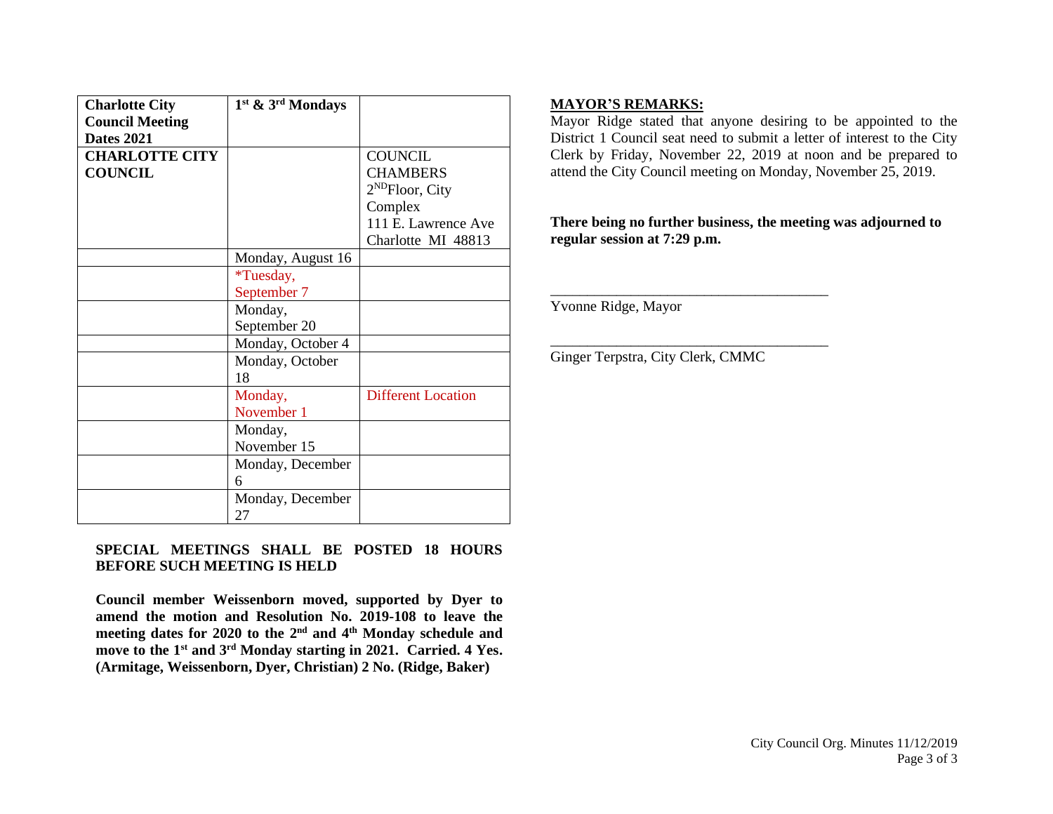| Charlotte City Council Meeting Dates 2021 | 1st & 3rd Mondays | |
|---|---|---|
| **CHARLOTTE CITY COUNCIL** | | COUNCIL CHAMBERS 2ND Floor, City Complex 111 E. Lawrence Ave Charlotte MI 48813 |
| | Monday, August 16 | |
| | *Tuesday, September 7 | |
| | Monday, September 20 | |
| | Monday, October 4 | |
| | Monday, October 18 | |
| | Monday, November 1 | Different Location |
| | Monday, November 15 | |
| | Monday, December 6 | |
| | Monday, December 27 | |

**SPECIAL MEETINGS SHALL BE POSTED 18 HOURS BEFORE SUCH MEETING IS HELD**

**Council member Weissenborn moved, supported by Dyer to amend the motion and Resolution No. 2019-108 to leave the meeting dates for 2020 to the 2nd and 4th Monday schedule and move to the 1st and 3rd Monday starting in 2021. Carried. 4 Yes. (Armitage, Weissenborn, Dyer, Christian) 2 No. (Ridge, Baker)**

**MAYOR'S REMARKS:**

Mayor Ridge stated that anyone desiring to be appointed to the District 1 Council seat need to submit a letter of interest to the City Clerk by Friday, November 22, 2019 at noon and be prepared to attend the City Council meeting on Monday, November 25, 2019.

**There being no further business, the meeting was adjourned to regular session at 7:29 p.m.**

\_\_\_\_\_\_\_\_\_\_\_\_\_\_\_\_\_\_\_\_\_\_\_\_\_\_\_\_\_\_\_\_\_\_\_\_\_\_\_

Yvonne Ridge, Mayor

\_\_\_\_\_\_\_\_\_\_\_\_\_\_\_\_\_\_\_\_\_\_\_\_\_\_\_\_\_\_\_\_\_\_\_\_\_\_\_

Ginger Terpstra, City Clerk, CMMC